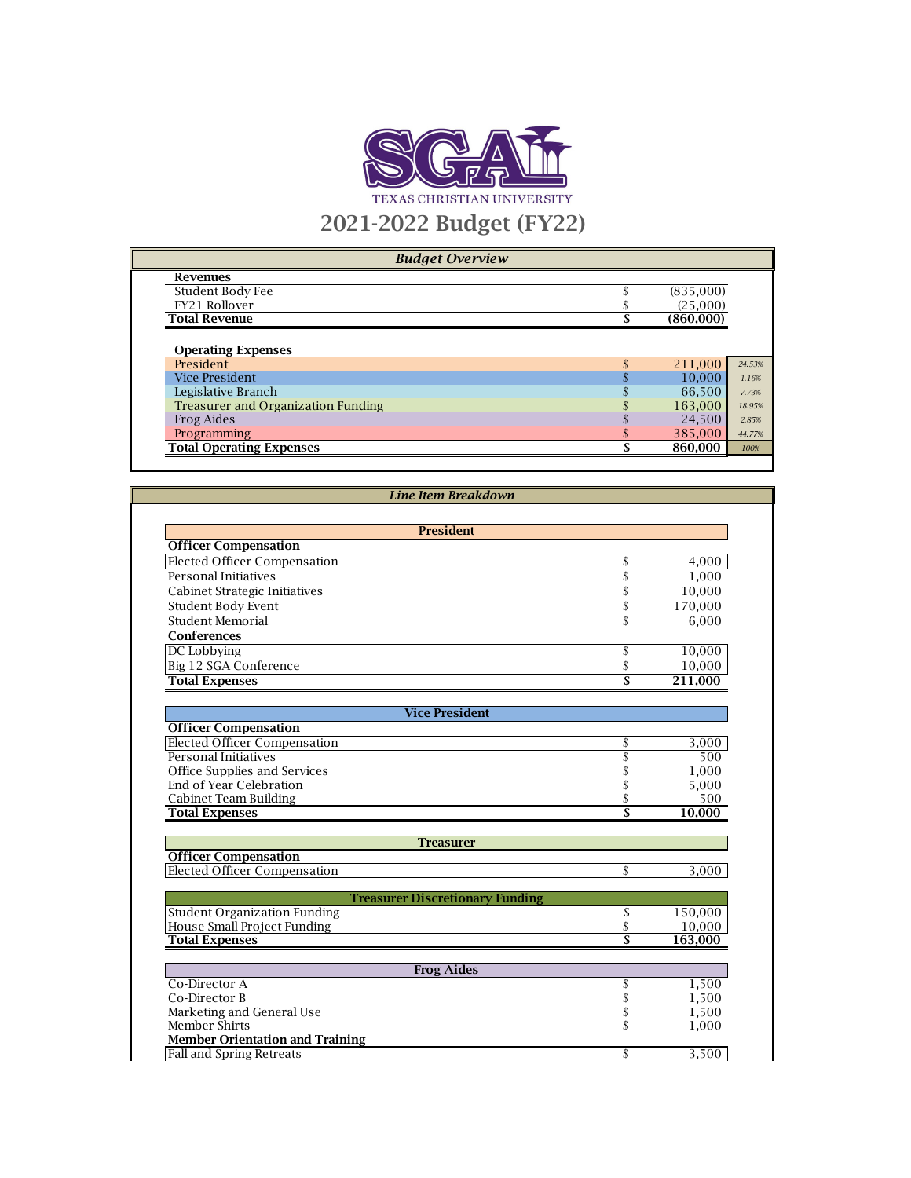SGA TEXAS CHRISTIAN UNIVERSITY

# 2021-2022 Budget (FY22)

## *Budget Overview*

| | | | |
|---|---|---|---|
| **Revenues** | | | |
| Student Body Fee | $ | (835,000) | |
| FY21 Rollover | $ | (25,000) | |
| **Total Revenue** | **$** | **(860,000)** | |
| | | | |
| **Operating Expenses** | | | |
| President | $ | 211,000 | *24.53%* |
| Vice President | $ | 10,000 | *1.16%* |
| Legislative Branch | $ | 66,500 | *7.73%* |
| Treasurer and Organization Funding | $ | 163,000 | *18.95%* |
| Frog Aides | $ | 24,500 | *2.85%* |
| Programming | $ | 385,000 | *44.77%* |
| **Total Operating Expenses** | **$** | **860,000** | *100%* |

## *Line Item Breakdown*

| **President** | | |
|---|---|---|
| **Officer Compensation** | | |
| Elected Officer Compensation | $ | 4,000 |
| Personal Initiatives | $ | 1,000 |
| Cabinet Strategic Initiatives | $ | 10,000 |
| Student Body Event | $ | 170,000 |
| Student Memorial | $ | 6,000 |
| **Conferences** | | |
| DC Lobbying | $ | 10,000 |
| Big 12 SGA Conference | $ | 10,000 |
| **Total Expenses** | **$** | **211,000** |

| **Vice President** | | |
|---|---|---|
| **Officer Compensation** | | |
| Elected Officer Compensation | $ | 3,000 |
| Personal Initiatives | $ | 500 |
| Office Supplies and Services | $ | 1,000 |
| End of Year Celebration | $ | 5,000 |
| Cabinet Team Building | $ | 500 |
| **Total Expenses** | **$** | **10,000** |

| **Treasurer** | | |
|---|---|---|
| **Officer Compensation** | | |
| Elected Officer Compensation | $ | 3,000 |

| **Treasurer Discretionary Funding** | | |
|---|---|---|
| Student Organization Funding | $ | 150,000 |
| House Small Project Funding | $ | 10,000 |
| **Total Expenses** | **$** | **163,000** |

| **Frog Aides** | | |
|---|---|---|
| Co-Director A | $ | 1,500 |
| Co-Director B | $ | 1,500 |
| Marketing and General Use | $ | 1,500 |
| Member Shirts | $ | 1,000 |
| **Member Orientation and Training** | | |
| Fall and Spring Retreats | $ | 3,500 |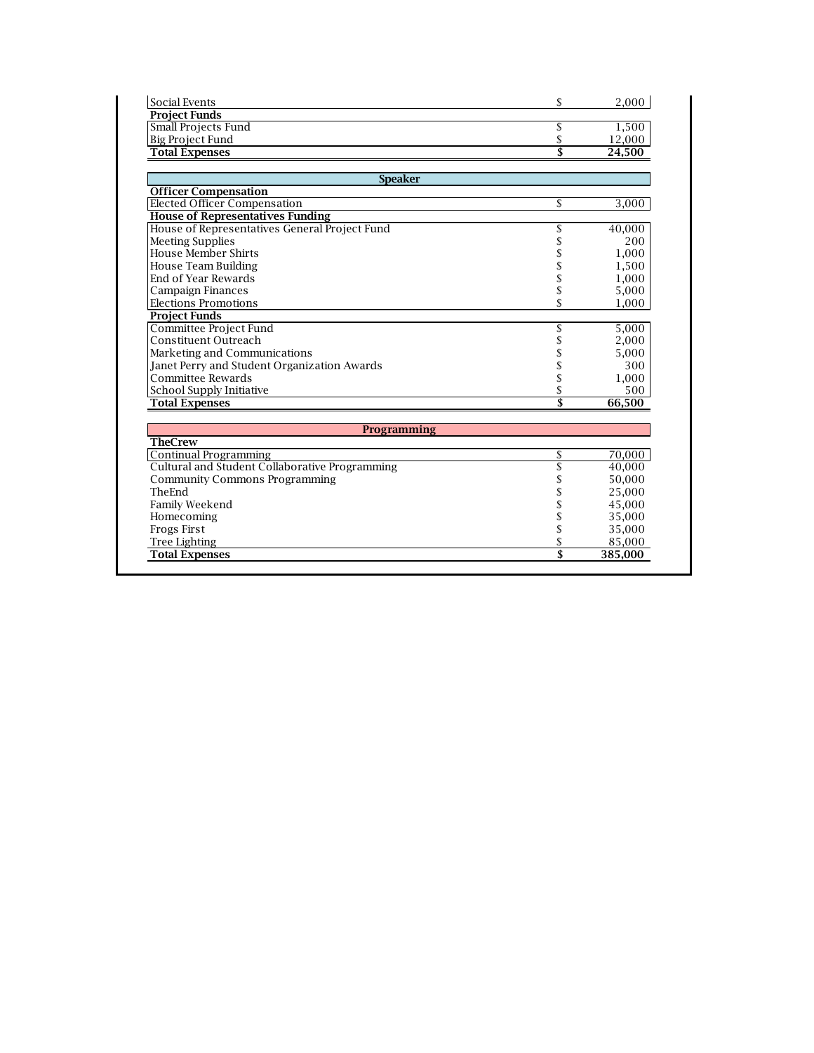| | | |
|---|---|---|
| Social Events | $ | 2,000 |
| **Project Funds** | | |
| Small Projects Fund | $ | 1,500 |
| Big Project Fund | $ | 12,000 |
| **Total Expenses** | **$** | **24,500** |

| Speaker | | |
|---|---|---|
| **Officer Compensation** | | |
| Elected Officer Compensation | $ | 3,000 |
| **House of Representatives Funding** | | |
| House of Representatives General Project Fund | $ | 40,000 |
| Meeting Supplies | $ | 200 |
| House Member Shirts | $ | 1,000 |
| House Team Building | $ | 1,500 |
| End of Year Rewards | $ | 1,000 |
| Campaign Finances | $ | 5,000 |
| Elections Promotions | $ | 1,000 |
| **Project Funds** | | |
| Committee Project Fund | $ | 5,000 |
| Constituent Outreach | $ | 2,000 |
| Marketing and Communications | $ | 5,000 |
| Janet Perry and Student Organization Awards | $ | 300 |
| Committee Rewards | $ | 1,000 |
| School Supply Initiative | $ | 500 |
| **Total Expenses** | **$** | **66,500** |

| Programming | | |
|---|---|---|
| **TheCrew** | | |
| Continual Programming | $ | 70,000 |
| Cultural and Student Collaborative Programming | $ | 40,000 |
| Community Commons Programming | $ | 50,000 |
| TheEnd | $ | 25,000 |
| Family Weekend | $ | 45,000 |
| Homecoming | $ | 35,000 |
| Frogs First | $ | 35,000 |
| Tree Lighting | $ | 85,000 |
| **Total Expenses** | **$** | **385,000** |